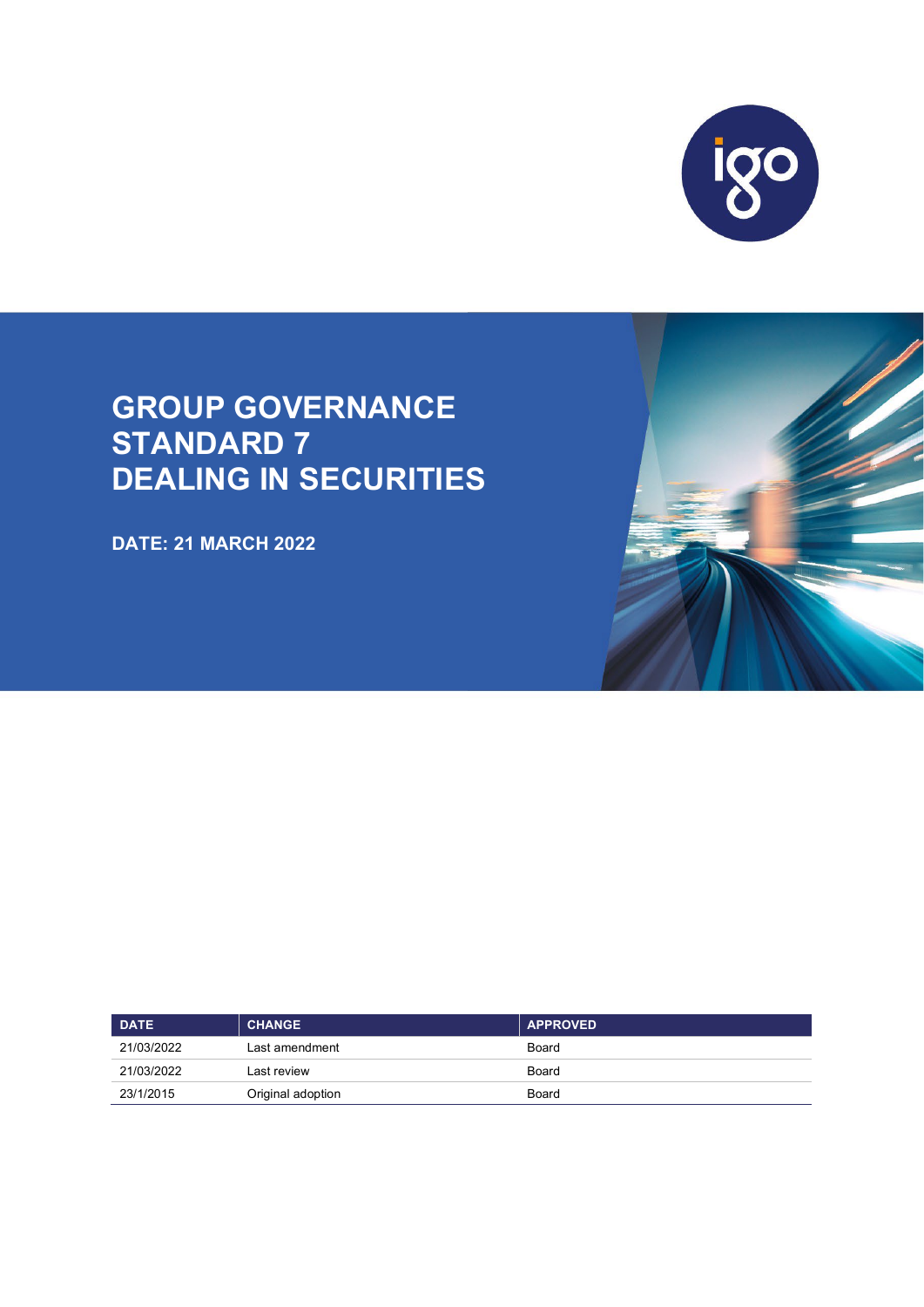# GROUP GOVERNANCE STANDARD 7 DEALING IN SECURITIES

**DATE: 21 MARCH 2022**

| DATE | CHANGE | APPROVED |
| --- | --- | --- |
| 21/03/2022 | Last amendment | Board |
| 21/03/2022 | Last review | Board |
| 23/1/2015 | Original adoption | Board |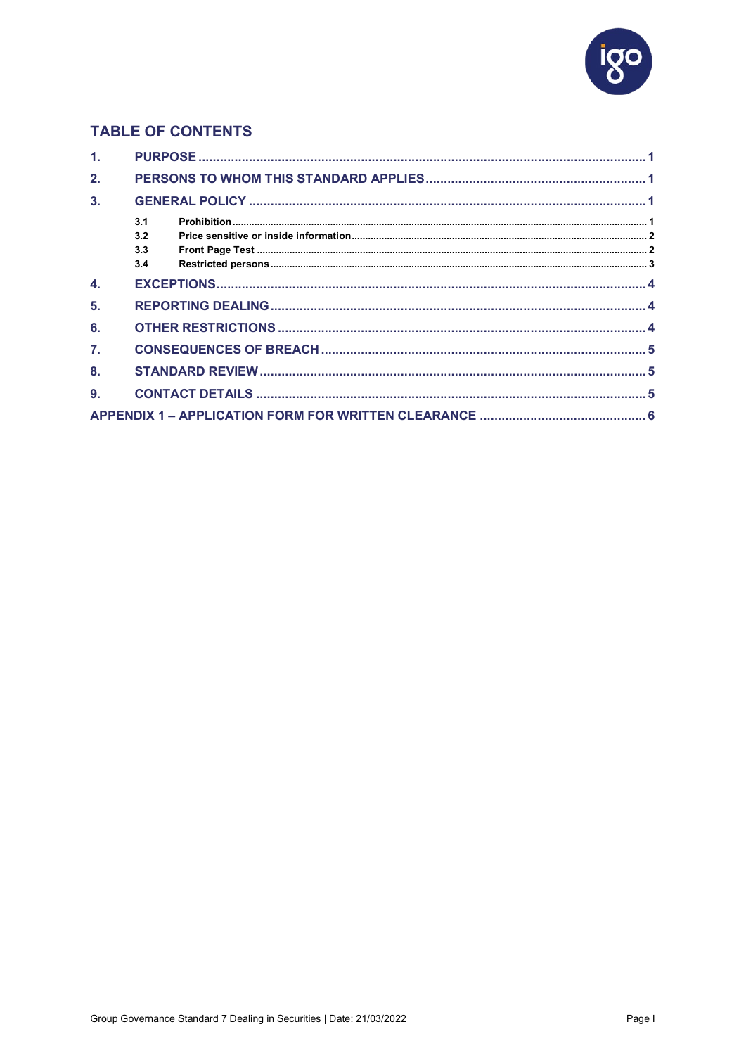## TABLE OF CONTENTS

1. PURPOSE .......... 1
2. PERSONS TO WHOM THIS STANDARD APPLIES .......... 1
3. GENERAL POLICY .......... 1
   - 3.1 Prohibition .......... 1
   - 3.2 Price sensitive or inside information .......... 2
   - 3.3 Front Page Test .......... 2
   - 3.4 Restricted persons .......... 3
4. EXCEPTIONS .......... 4
5. REPORTING DEALING .......... 4
6. OTHER RESTRICTIONS .......... 4
7. CONSEQUENCES OF BREACH .......... 5
8. STANDARD REVIEW .......... 5
9. CONTACT DETAILS .......... 5

APPENDIX 1 – APPLICATION FORM FOR WRITTEN CLEARANCE .......... 6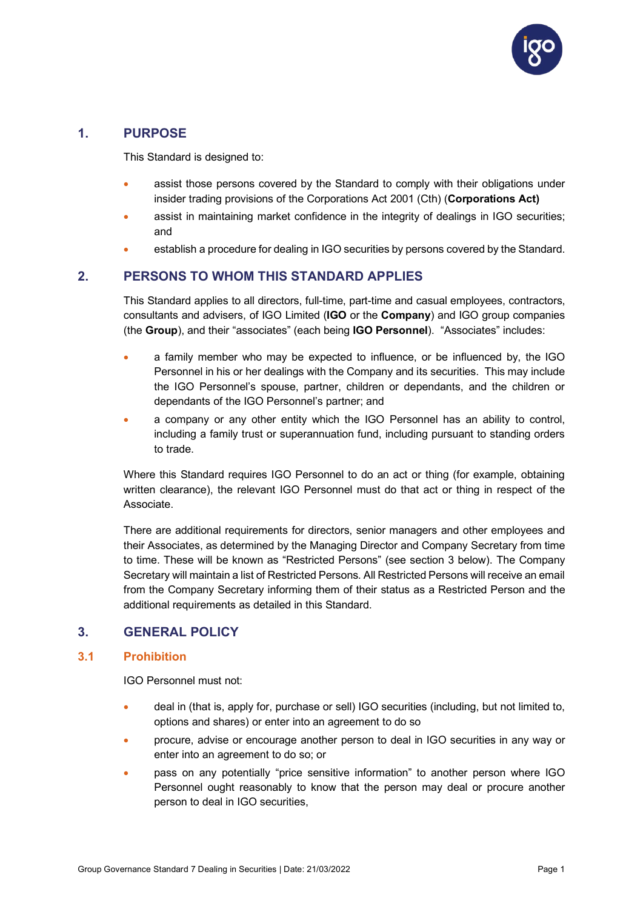## 1. PURPOSE

This Standard is designed to:

- assist those persons covered by the Standard to comply with their obligations under insider trading provisions of the Corporations Act 2001 (Cth) (**Corporations Act)**
- assist in maintaining market confidence in the integrity of dealings in IGO securities; and
- establish a procedure for dealing in IGO securities by persons covered by the Standard.

## 2. PERSONS TO WHOM THIS STANDARD APPLIES

This Standard applies to all directors, full-time, part-time and casual employees, contractors, consultants and advisers, of IGO Limited (**IGO** or the **Company**) and IGO group companies (the **Group**), and their "associates" (each being **IGO Personnel**). "Associates" includes:

- a family member who may be expected to influence, or be influenced by, the IGO Personnel in his or her dealings with the Company and its securities. This may include the IGO Personnel's spouse, partner, children or dependants, and the children or dependants of the IGO Personnel's partner; and
- a company or any other entity which the IGO Personnel has an ability to control, including a family trust or superannuation fund, including pursuant to standing orders to trade.

Where this Standard requires IGO Personnel to do an act or thing (for example, obtaining written clearance), the relevant IGO Personnel must do that act or thing in respect of the Associate.

There are additional requirements for directors, senior managers and other employees and their Associates, as determined by the Managing Director and Company Secretary from time to time. These will be known as "Restricted Persons" (see section 3 below). The Company Secretary will maintain a list of Restricted Persons. All Restricted Persons will receive an email from the Company Secretary informing them of their status as a Restricted Person and the additional requirements as detailed in this Standard.

## 3. GENERAL POLICY

### 3.1 Prohibition

IGO Personnel must not:

- deal in (that is, apply for, purchase or sell) IGO securities (including, but not limited to, options and shares) or enter into an agreement to do so
- procure, advise or encourage another person to deal in IGO securities in any way or enter into an agreement to do so; or
- pass on any potentially "price sensitive information" to another person where IGO Personnel ought reasonably to know that the person may deal or procure another person to deal in IGO securities,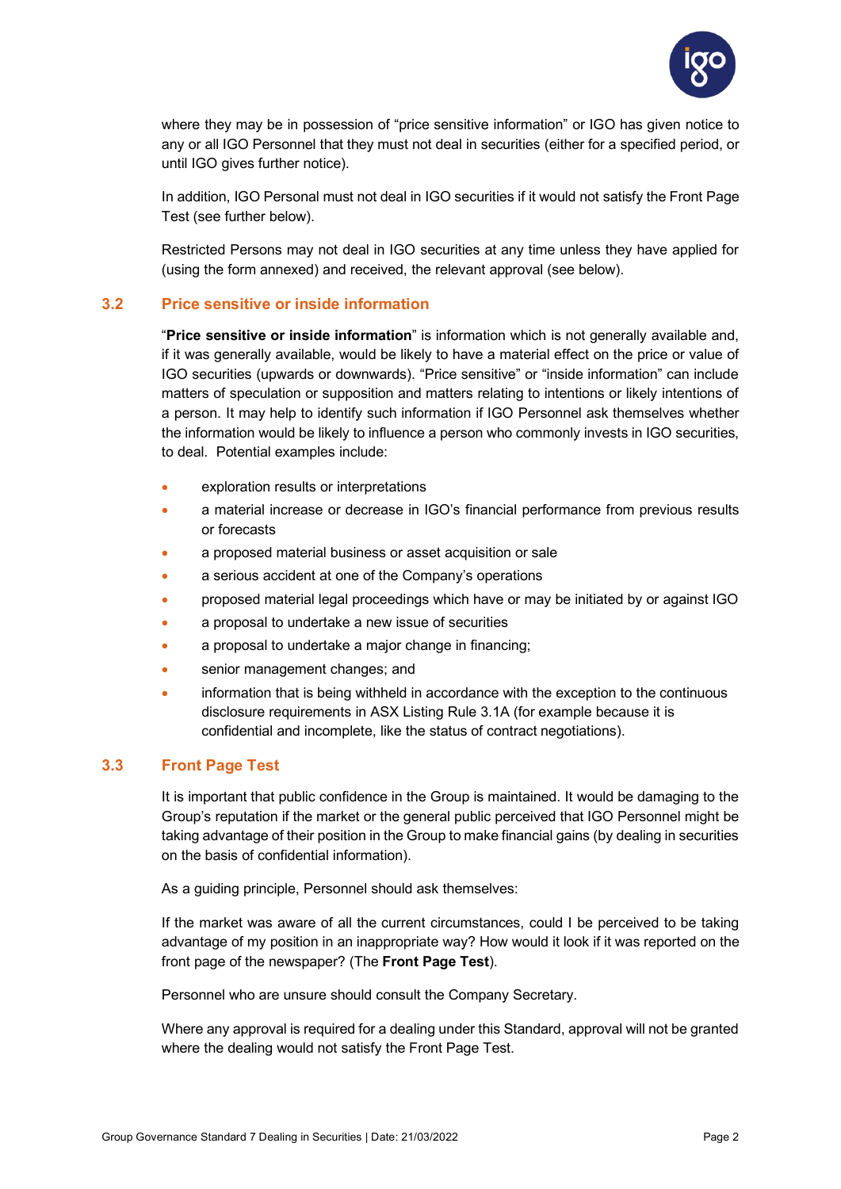where they may be in possession of "price sensitive information" or IGO has given notice to any or all IGO Personnel that they must not deal in securities (either for a specified period, or until IGO gives further notice).

In addition, IGO Personal must not deal in IGO securities if it would not satisfy the Front Page Test (see further below).

Restricted Persons may not deal in IGO securities at any time unless they have applied for (using the form annexed) and received, the relevant approval (see below).

### 3.2 Price sensitive or inside information

"**Price sensitive or inside information**" is information which is not generally available and, if it was generally available, would be likely to have a material effect on the price or value of IGO securities (upwards or downwards). "Price sensitive" or "inside information" can include matters of speculation or supposition and matters relating to intentions or likely intentions of a person. It may help to identify such information if IGO Personnel ask themselves whether the information would be likely to influence a person who commonly invests in IGO securities, to deal. Potential examples include:

- exploration results or interpretations
- a material increase or decrease in IGO's financial performance from previous results or forecasts
- a proposed material business or asset acquisition or sale
- a serious accident at one of the Company's operations
- proposed material legal proceedings which have or may be initiated by or against IGO
- a proposal to undertake a new issue of securities
- a proposal to undertake a major change in financing;
- senior management changes; and
- information that is being withheld in accordance with the exception to the continuous disclosure requirements in ASX Listing Rule 3.1A (for example because it is confidential and incomplete, like the status of contract negotiations).

### 3.3 Front Page Test

It is important that public confidence in the Group is maintained. It would be damaging to the Group's reputation if the market or the general public perceived that IGO Personnel might be taking advantage of their position in the Group to make financial gains (by dealing in securities on the basis of confidential information).

As a guiding principle, Personnel should ask themselves:

If the market was aware of all the current circumstances, could I be perceived to be taking advantage of my position in an inappropriate way? How would it look if it was reported on the front page of the newspaper? (The **Front Page Test**).

Personnel who are unsure should consult the Company Secretary.

Where any approval is required for a dealing under this Standard, approval will not be granted where the dealing would not satisfy the Front Page Test.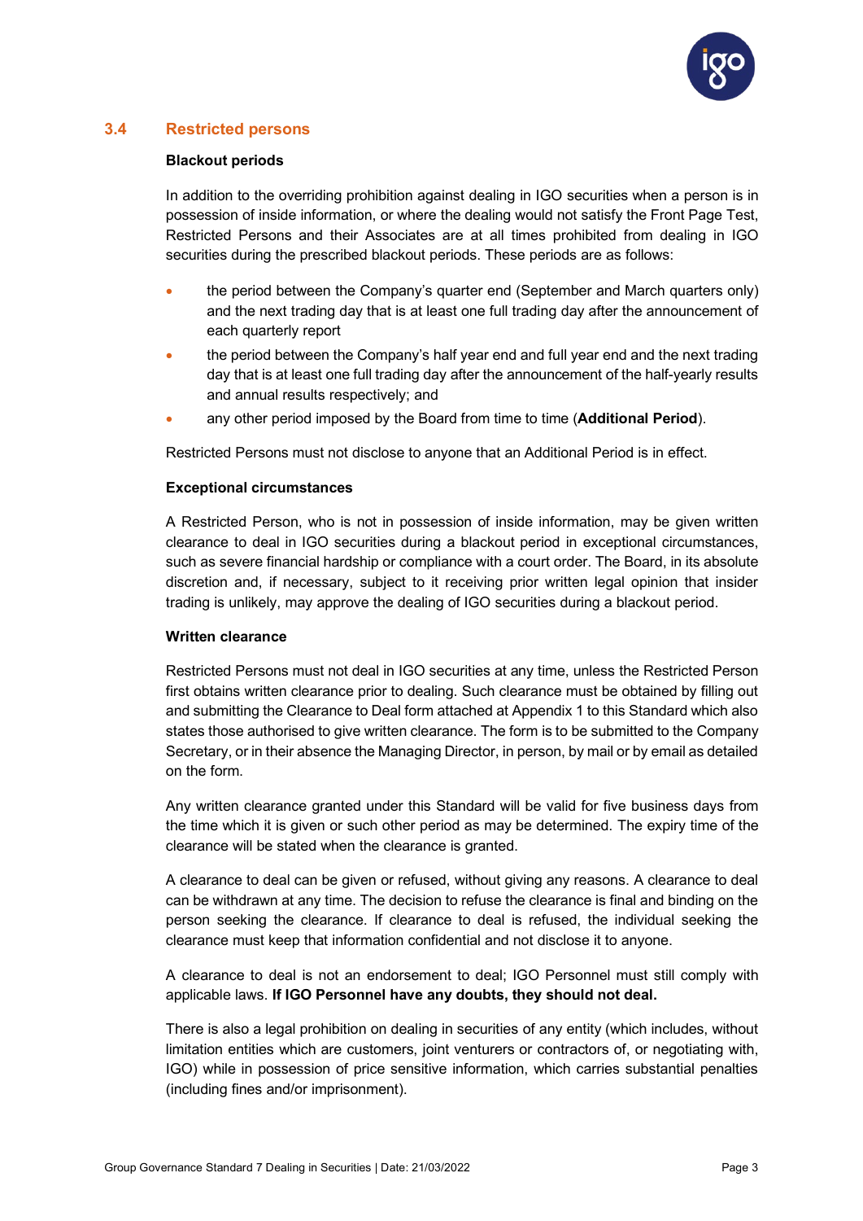## 3.4 Restricted persons

### Blackout periods

In addition to the overriding prohibition against dealing in IGO securities when a person is in possession of inside information, or where the dealing would not satisfy the Front Page Test, Restricted Persons and their Associates are at all times prohibited from dealing in IGO securities during the prescribed blackout periods. These periods are as follows:

- the period between the Company's quarter end (September and March quarters only) and the next trading day that is at least one full trading day after the announcement of each quarterly report
- the period between the Company's half year end and full year end and the next trading day that is at least one full trading day after the announcement of the half-yearly results and annual results respectively; and
- any other period imposed by the Board from time to time (**Additional Period**).

Restricted Persons must not disclose to anyone that an Additional Period is in effect.

### Exceptional circumstances

A Restricted Person, who is not in possession of inside information, may be given written clearance to deal in IGO securities during a blackout period in exceptional circumstances, such as severe financial hardship or compliance with a court order. The Board, in its absolute discretion and, if necessary, subject to it receiving prior written legal opinion that insider trading is unlikely, may approve the dealing of IGO securities during a blackout period.

### Written clearance

Restricted Persons must not deal in IGO securities at any time, unless the Restricted Person first obtains written clearance prior to dealing. Such clearance must be obtained by filling out and submitting the Clearance to Deal form attached at Appendix 1 to this Standard which also states those authorised to give written clearance. The form is to be submitted to the Company Secretary, or in their absence the Managing Director, in person, by mail or by email as detailed on the form.

Any written clearance granted under this Standard will be valid for five business days from the time which it is given or such other period as may be determined. The expiry time of the clearance will be stated when the clearance is granted.

A clearance to deal can be given or refused, without giving any reasons. A clearance to deal can be withdrawn at any time. The decision to refuse the clearance is final and binding on the person seeking the clearance. If clearance to deal is refused, the individual seeking the clearance must keep that information confidential and not disclose it to anyone.

A clearance to deal is not an endorsement to deal; IGO Personnel must still comply with applicable laws. **If IGO Personnel have any doubts, they should not deal.**

There is also a legal prohibition on dealing in securities of any entity (which includes, without limitation entities which are customers, joint venturers or contractors of, or negotiating with, IGO) while in possession of price sensitive information, which carries substantial penalties (including fines and/or imprisonment).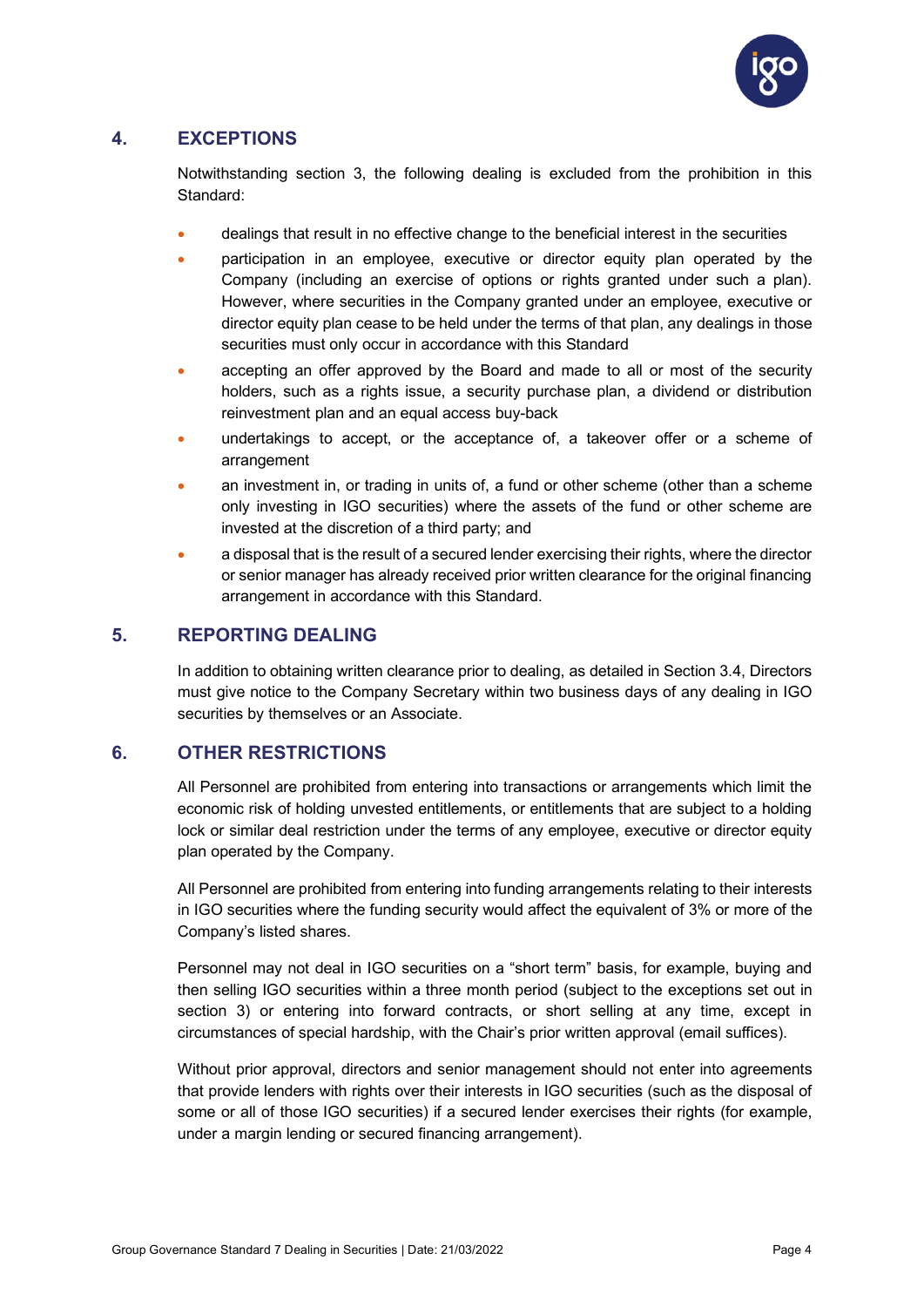## 4. EXCEPTIONS

Notwithstanding section 3, the following dealing is excluded from the prohibition in this Standard:

- dealings that result in no effective change to the beneficial interest in the securities
- participation in an employee, executive or director equity plan operated by the Company (including an exercise of options or rights granted under such a plan). However, where securities in the Company granted under an employee, executive or director equity plan cease to be held under the terms of that plan, any dealings in those securities must only occur in accordance with this Standard
- accepting an offer approved by the Board and made to all or most of the security holders, such as a rights issue, a security purchase plan, a dividend or distribution reinvestment plan and an equal access buy-back
- undertakings to accept, or the acceptance of, a takeover offer or a scheme of arrangement
- an investment in, or trading in units of, a fund or other scheme (other than a scheme only investing in IGO securities) where the assets of the fund or other scheme are invested at the discretion of a third party; and
- a disposal that is the result of a secured lender exercising their rights, where the director or senior manager has already received prior written clearance for the original financing arrangement in accordance with this Standard.

## 5. REPORTING DEALING

In addition to obtaining written clearance prior to dealing, as detailed in Section 3.4, Directors must give notice to the Company Secretary within two business days of any dealing in IGO securities by themselves or an Associate.

## 6. OTHER RESTRICTIONS

All Personnel are prohibited from entering into transactions or arrangements which limit the economic risk of holding unvested entitlements, or entitlements that are subject to a holding lock or similar deal restriction under the terms of any employee, executive or director equity plan operated by the Company.

All Personnel are prohibited from entering into funding arrangements relating to their interests in IGO securities where the funding security would affect the equivalent of 3% or more of the Company's listed shares.

Personnel may not deal in IGO securities on a "short term" basis, for example, buying and then selling IGO securities within a three month period (subject to the exceptions set out in section 3) or entering into forward contracts, or short selling at any time, except in circumstances of special hardship, with the Chair's prior written approval (email suffices).

Without prior approval, directors and senior management should not enter into agreements that provide lenders with rights over their interests in IGO securities (such as the disposal of some or all of those IGO securities) if a secured lender exercises their rights (for example, under a margin lending or secured financing arrangement).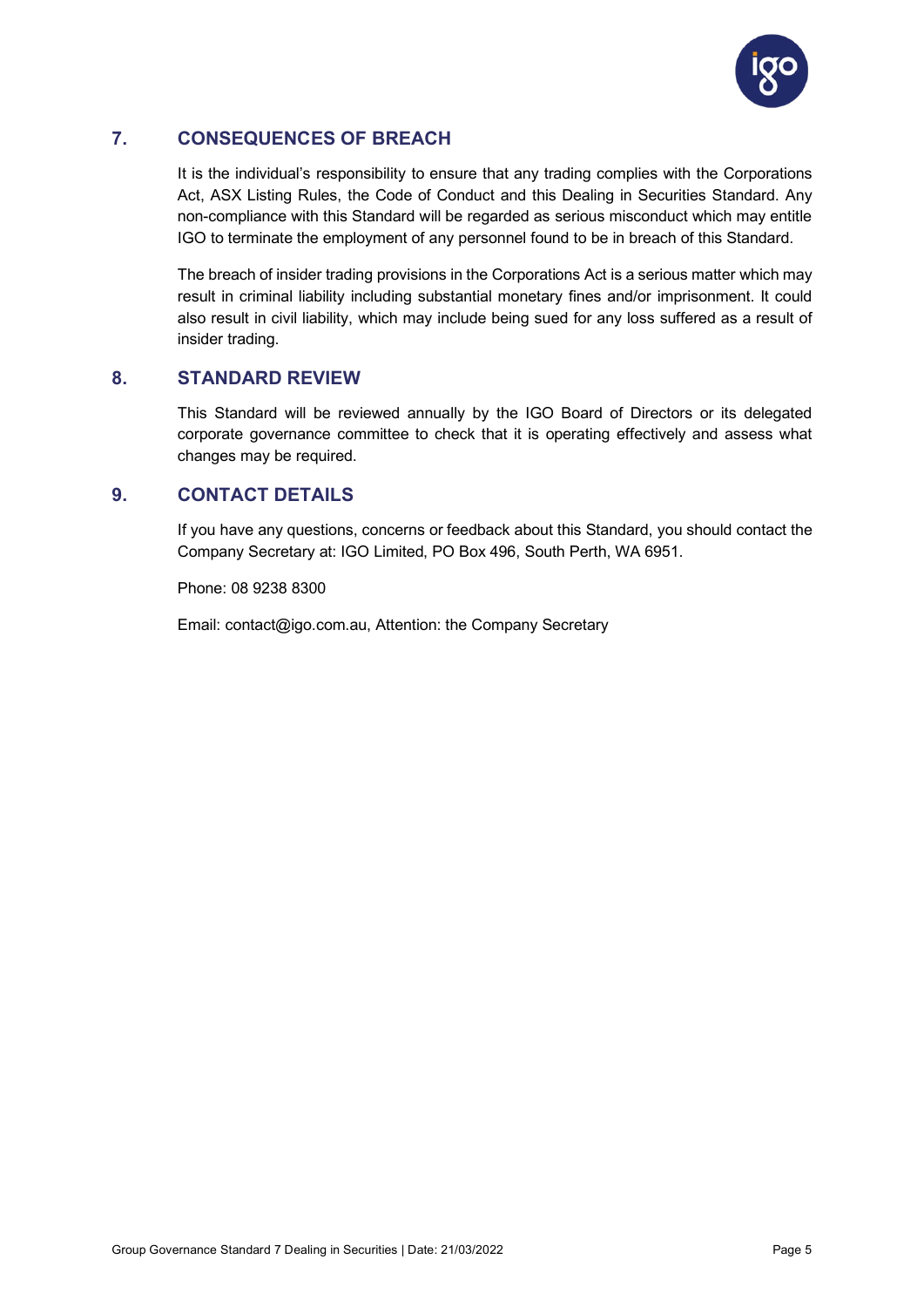## 7. CONSEQUENCES OF BREACH

It is the individual's responsibility to ensure that any trading complies with the Corporations Act, ASX Listing Rules, the Code of Conduct and this Dealing in Securities Standard. Any non-compliance with this Standard will be regarded as serious misconduct which may entitle IGO to terminate the employment of any personnel found to be in breach of this Standard.

The breach of insider trading provisions in the Corporations Act is a serious matter which may result in criminal liability including substantial monetary fines and/or imprisonment. It could also result in civil liability, which may include being sued for any loss suffered as a result of insider trading.

## 8. STANDARD REVIEW

This Standard will be reviewed annually by the IGO Board of Directors or its delegated corporate governance committee to check that it is operating effectively and assess what changes may be required.

## 9. CONTACT DETAILS

If you have any questions, concerns or feedback about this Standard, you should contact the Company Secretary at: IGO Limited, PO Box 496, South Perth, WA 6951.

Phone: 08 9238 8300

Email: contact@igo.com.au, Attention: the Company Secretary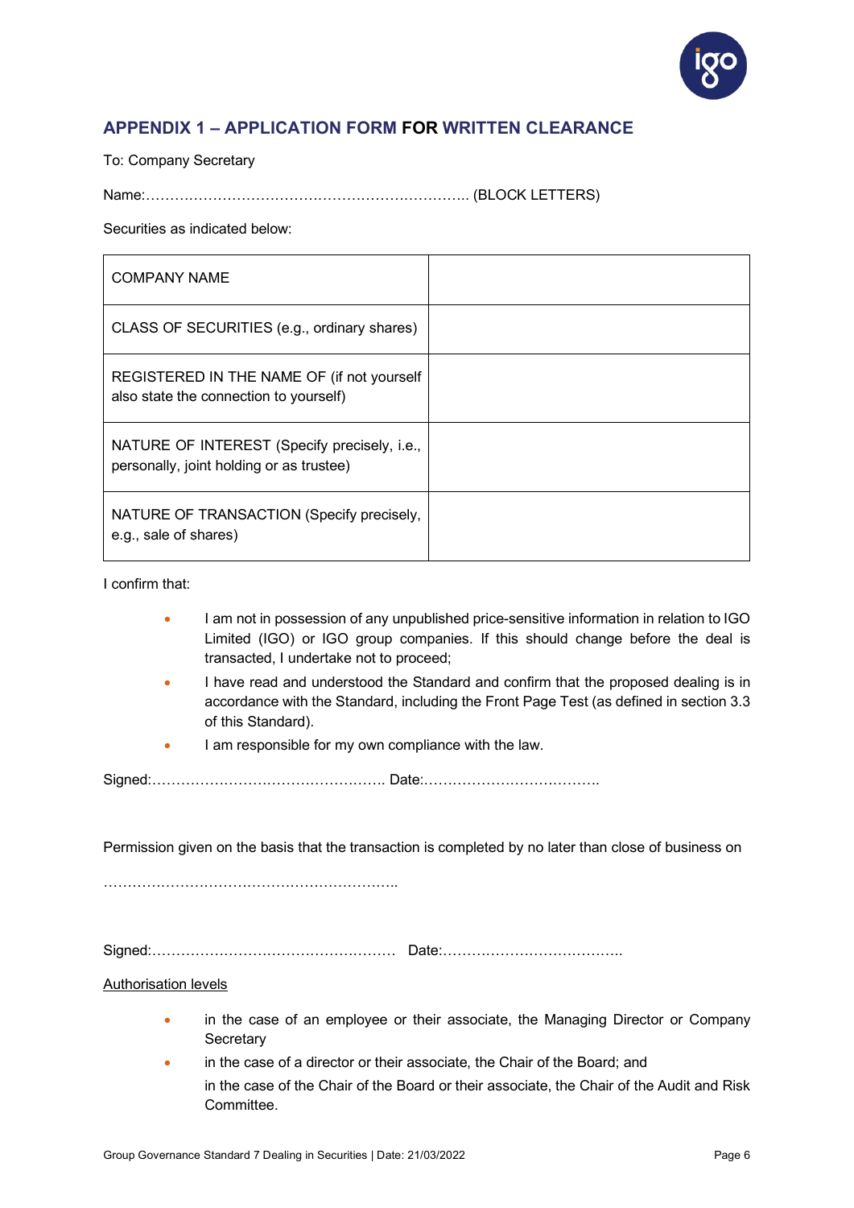## APPENDIX 1 – APPLICATION FORM FOR WRITTEN CLEARANCE

To: Company Secretary

Name:……………………………………………………………. (BLOCK LETTERS)

Securities as indicated below:

| | |
|---|---|
| COMPANY NAME | |
| CLASS OF SECURITIES (e.g., ordinary shares) | |
| REGISTERED IN THE NAME OF (if not yourself also state the connection to yourself) | |
| NATURE OF INTEREST (Specify precisely, i.e., personally, joint holding or as trustee) | |
| NATURE OF TRANSACTION (Specify precisely, e.g., sale of shares) | |

I confirm that:

- I am not in possession of any unpublished price-sensitive information in relation to IGO Limited (IGO) or IGO group companies. If this should change before the deal is transacted, I undertake not to proceed;
- I have read and understood the Standard and confirm that the proposed dealing is in accordance with the Standard, including the Front Page Test (as defined in section 3.3 of this Standard).
- I am responsible for my own compliance with the law.

Signed:…………………………………………. Date:………………………………..

Permission given on the basis that the transaction is completed by no later than close of business on

……………………………………………………..

Signed:…………………………………………… Date:…………………………………

Authorisation levels

- in the case of an employee or their associate, the Managing Director or Company Secretary
- in the case of a director or their associate, the Chair of the Board; and

  in the case of the Chair of the Board or their associate, the Chair of the Audit and Risk Committee.